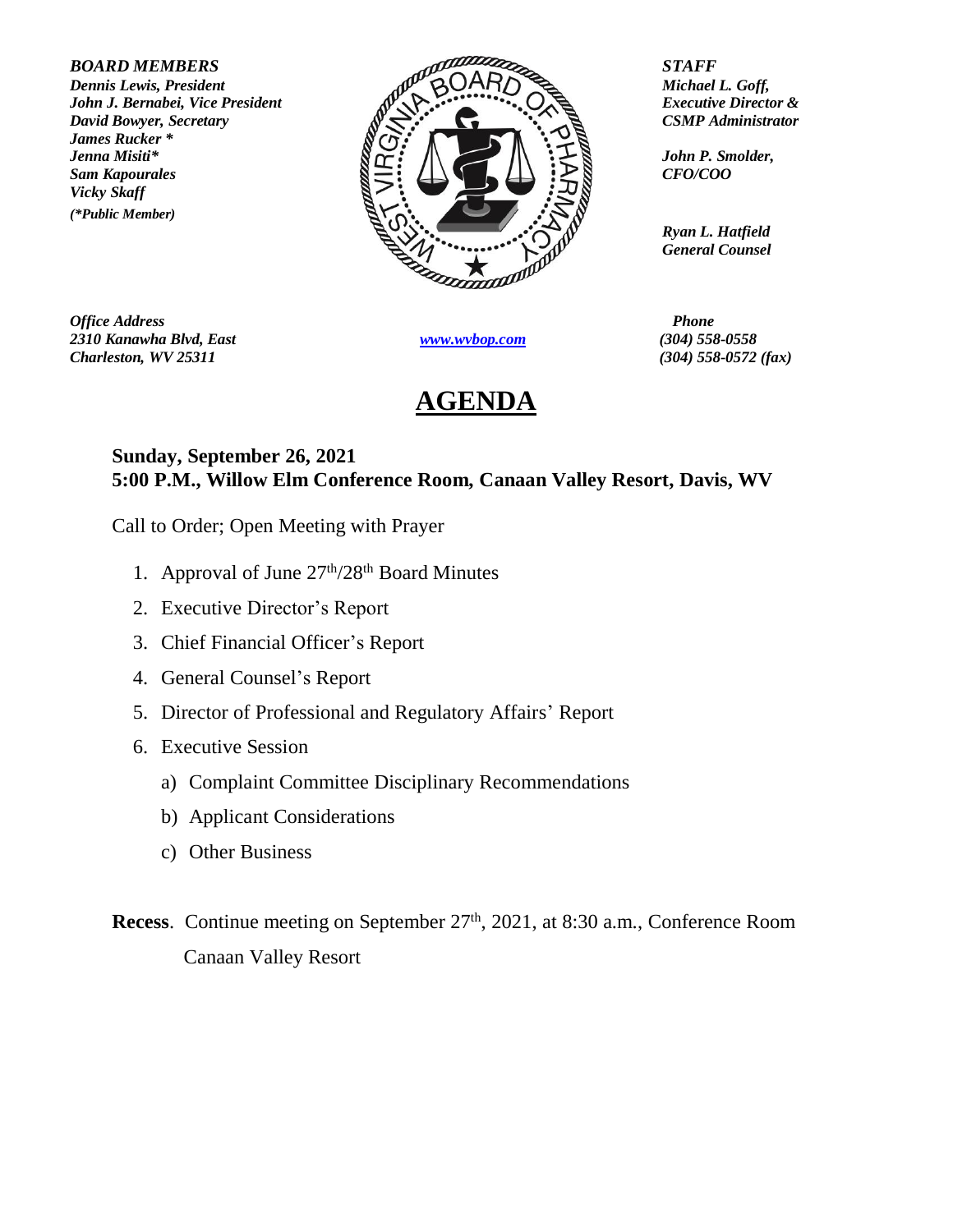***BOARD MEMBERS***
***Dennis Lewis, President***
***John J. Bernabei, Vice President***
***David Bowyer, Secretary***
***James Rucker \****
***Jenna Misiti\****
***Sam Kapourales***
***Vicky Skaff***
***(\*Public Member)***

***STAFF***
***Michael L. Goff,***
***Executive Director &***
***CSMP Administrator***

***John P. Smolder,***
***CFO/COO***

***Ryan L. Hatfield***
***General Counsel***

***Office Address***
***2310 Kanawha Blvd, East***
***Charleston, WV 25311***

[www.wvbop.com](http://www.wvbop.com)

***Phone***
***(304) 558-0558***
***(304) 558-0572 (fax)***

# AGENDA

**Sunday, September 26, 2021**
**5:00 P.M., Willow Elm Conference Room, Canaan Valley Resort, Davis, WV**

Call to Order; Open Meeting with Prayer

1. Approval of June 27th/28th Board Minutes
2. Executive Director's Report
3. Chief Financial Officer's Report
4. General Counsel's Report
5. Director of Professional and Regulatory Affairs' Report
6. Executive Session
   a) Complaint Committee Disciplinary Recommendations
   b) Applicant Considerations
   c) Other Business

**Recess**. Continue meeting on September 27th, 2021, at 8:30 a.m., Conference Room Canaan Valley Resort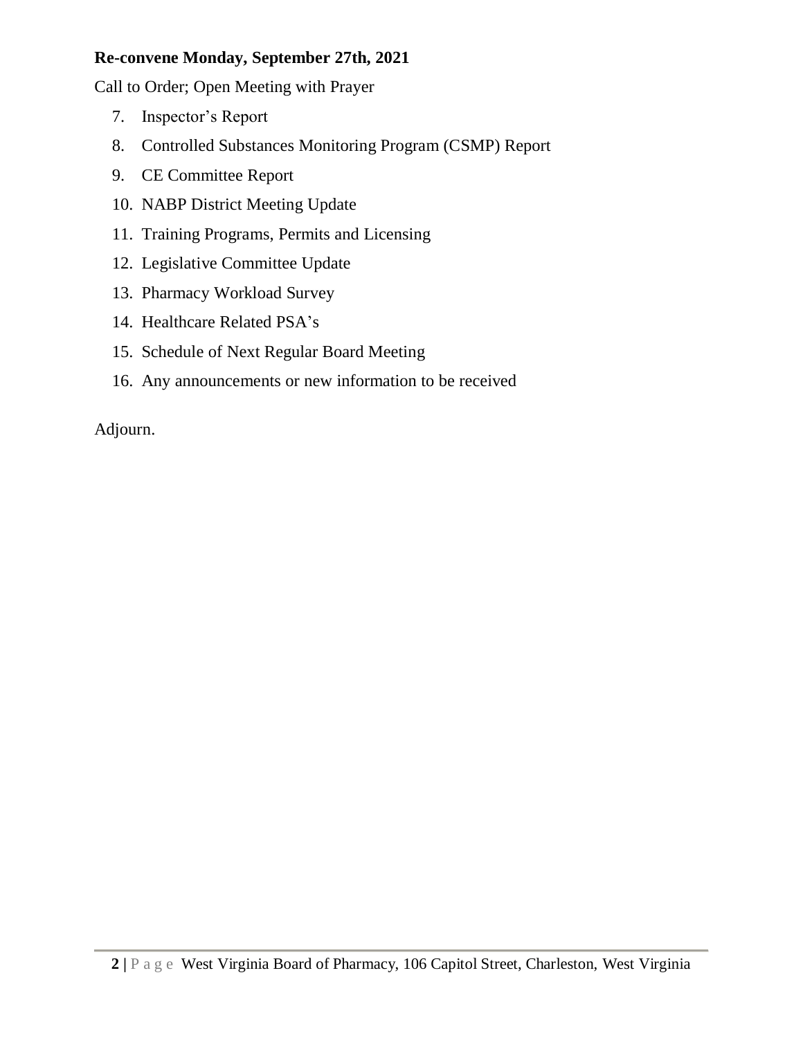**Re-convene Monday, September 27th, 2021**

Call to Order; Open Meeting with Prayer

7. Inspector's Report
8. Controlled Substances Monitoring Program (CSMP) Report
9. CE Committee Report
10. NABP District Meeting Update
11. Training Programs, Permits and Licensing
12. Legislative Committee Update
13. Pharmacy Workload Survey
14. Healthcare Related PSA's
15. Schedule of Next Regular Board Meeting
16. Any announcements or new information to be received

Adjourn.